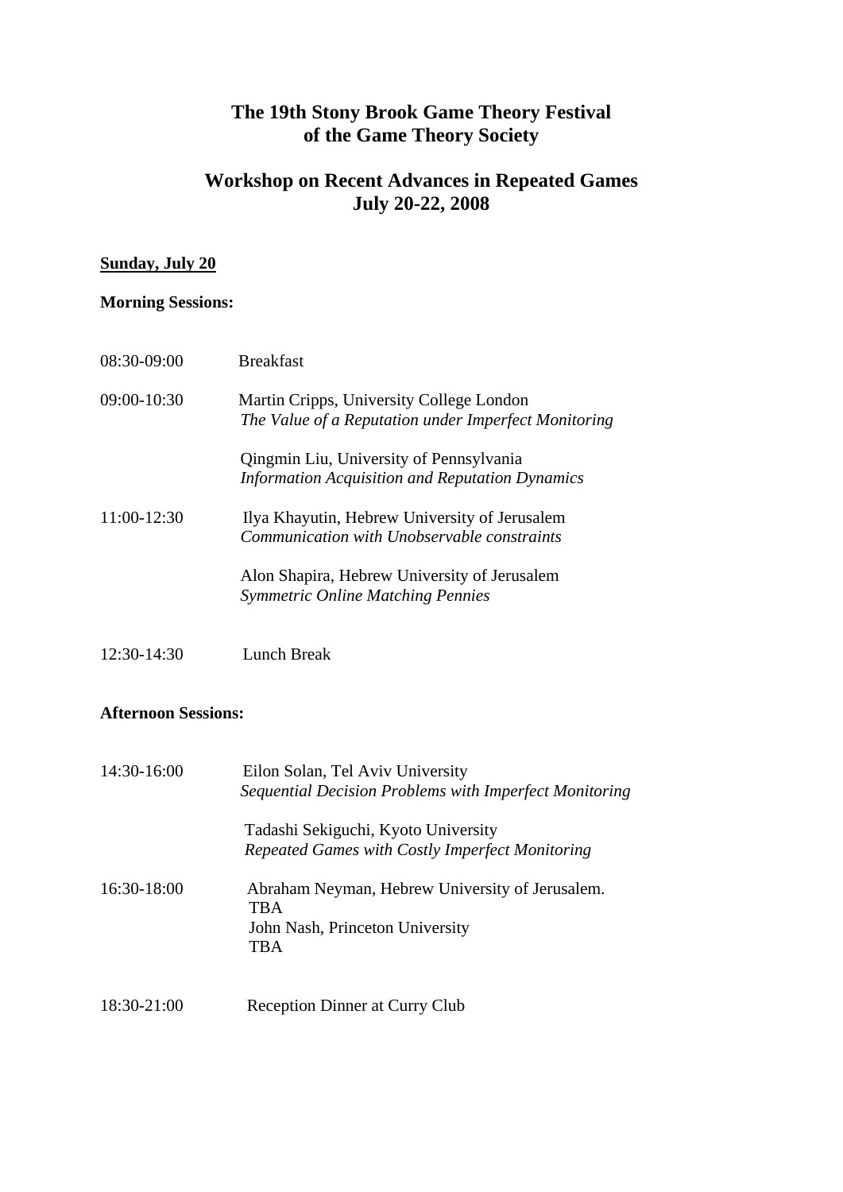# The 19th Stony Brook Game Theory Festival of the Game Theory Society

## Workshop on Recent Advances in Repeated Games
## July 20-22, 2008

**Sunday, July 20**

**Morning Sessions:**

08:30-09:00 Breakfast

09:00-10:30 Martin Cripps, University College London
*The Value of a Reputation under Imperfect Monitoring*

Qingmin Liu, University of Pennsylvania
*Information Acquisition and Reputation Dynamics*

11:00-12:30 Ilya Khayutin, Hebrew University of Jerusalem
*Communication with Unobservable constraints*

Alon Shapira, Hebrew University of Jerusalem
*Symmetric Online Matching Pennies*

12:30-14:30 Lunch Break

**Afternoon Sessions:**

14:30-16:00 Eilon Solan, Tel Aviv University
*Sequential Decision Problems with Imperfect Monitoring*

Tadashi Sekiguchi, Kyoto University
*Repeated Games with Costly Imperfect Monitoring*

16:30-18:00 Abraham Neyman, Hebrew University of Jerusalem.
TBA
John Nash, Princeton University
TBA

18:30-21:00 Reception Dinner at Curry Club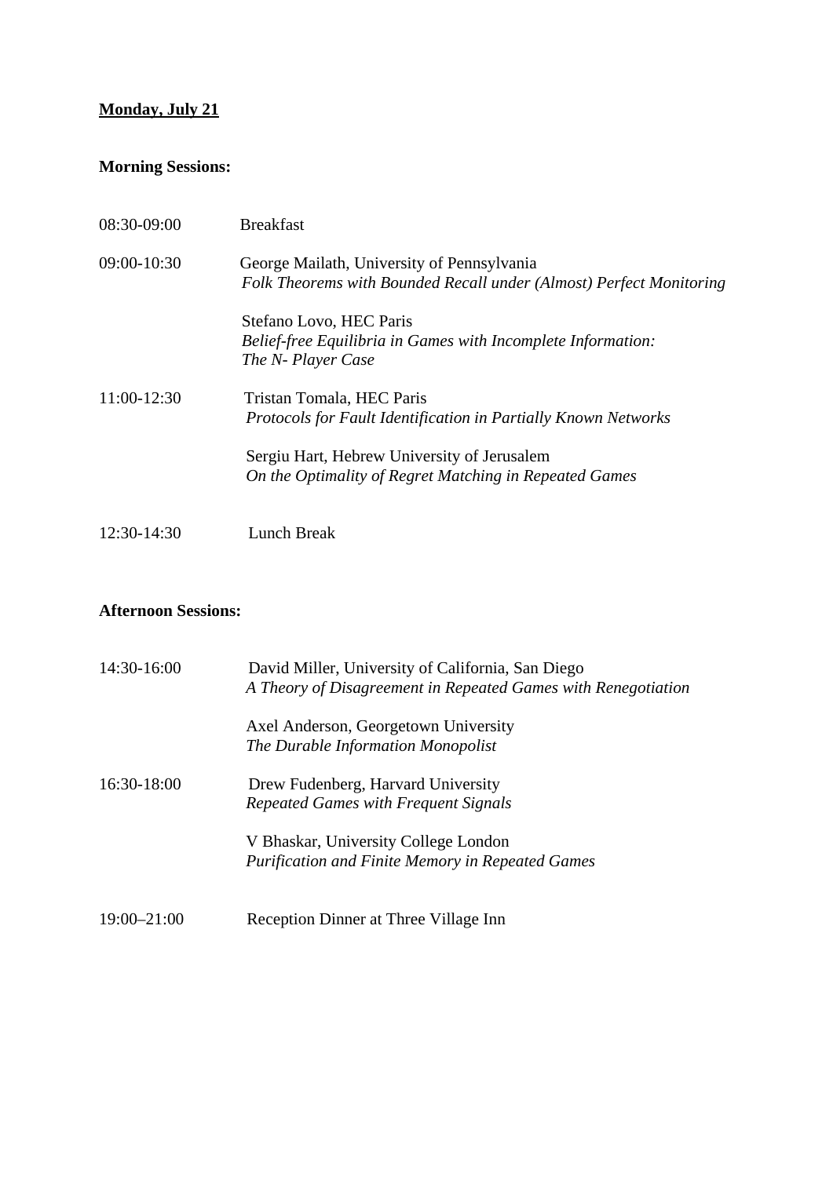**<u>Monday, July 21</u>**

**Morning Sessions:**

08:30-09:00 Breakfast

09:00-10:30 George Mailath, University of Pennsylvania
*Folk Theorems with Bounded Recall under (Almost) Perfect Monitoring*

Stefano Lovo, HEC Paris
*Belief-free Equilibria in Games with Incomplete Information: The N- Player Case*

11:00-12:30 Tristan Tomala, HEC Paris
*Protocols for Fault Identification in Partially Known Networks*

Sergiu Hart, Hebrew University of Jerusalem
*On the Optimality of Regret Matching in Repeated Games*

12:30-14:30 Lunch Break

**Afternoon Sessions:**

14:30-16:00 David Miller, University of California, San Diego
*A Theory of Disagreement in Repeated Games with Renegotiation*

Axel Anderson, Georgetown University
*The Durable Information Monopolist*

16:30-18:00 Drew Fudenberg, Harvard University
*Repeated Games with Frequent Signals*

V Bhaskar, University College London
*Purification and Finite Memory in Repeated Games*

19:00–21:00 Reception Dinner at Three Village Inn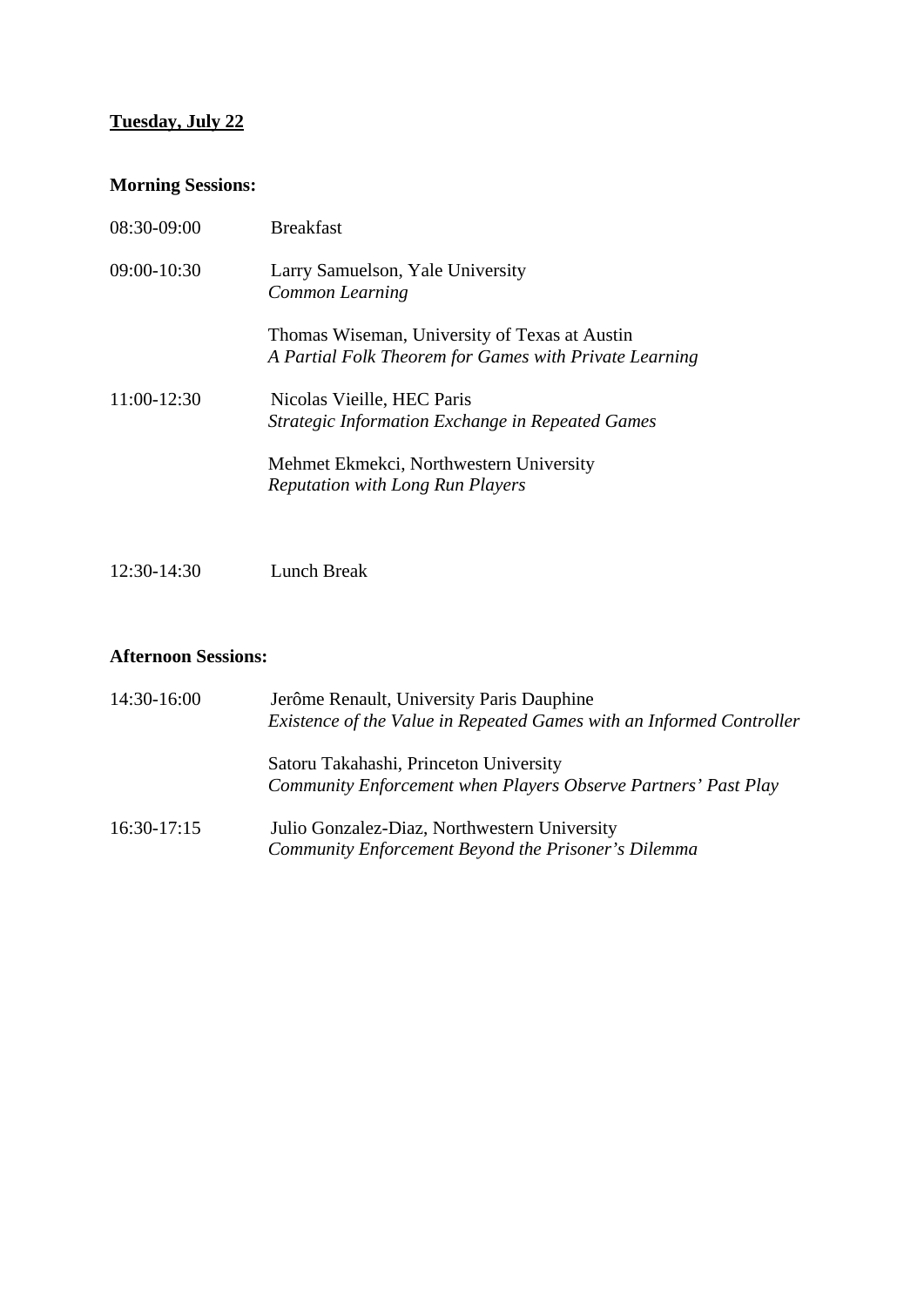**<u>Tuesday, July 22</u>**

**Morning Sessions:**

08:30-09:00 Breakfast

09:00-10:30 Larry Samuelson, Yale University
*Common Learning*

Thomas Wiseman, University of Texas at Austin
*A Partial Folk Theorem for Games with Private Learning*

11:00-12:30 Nicolas Vieille, HEC Paris
*Strategic Information Exchange in Repeated Games*

Mehmet Ekmekci, Northwestern University
*Reputation with Long Run Players*

12:30-14:30 Lunch Break

**Afternoon Sessions:**

14:30-16:00 Jerôme Renault, University Paris Dauphine
*Existence of the Value in Repeated Games with an Informed Controller*

Satoru Takahashi, Princeton University
*Community Enforcement when Players Observe Partners' Past Play*

16:30-17:15 Julio Gonzalez-Diaz, Northwestern University
*Community Enforcement Beyond the Prisoner's Dilemma*